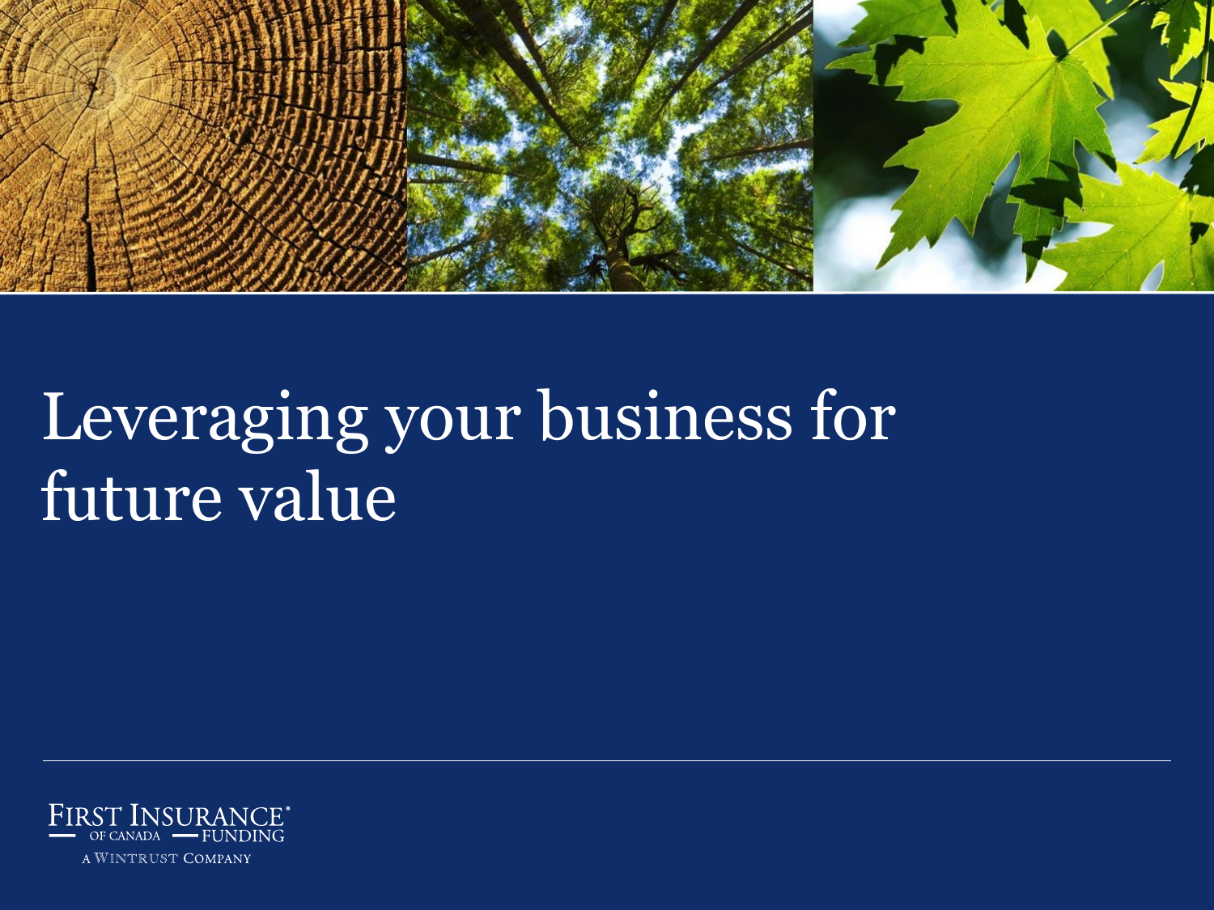# Leveraging your business for future value

FIRST INSURANCE OF CANADA FUNDING

A WINTRUST COMPANY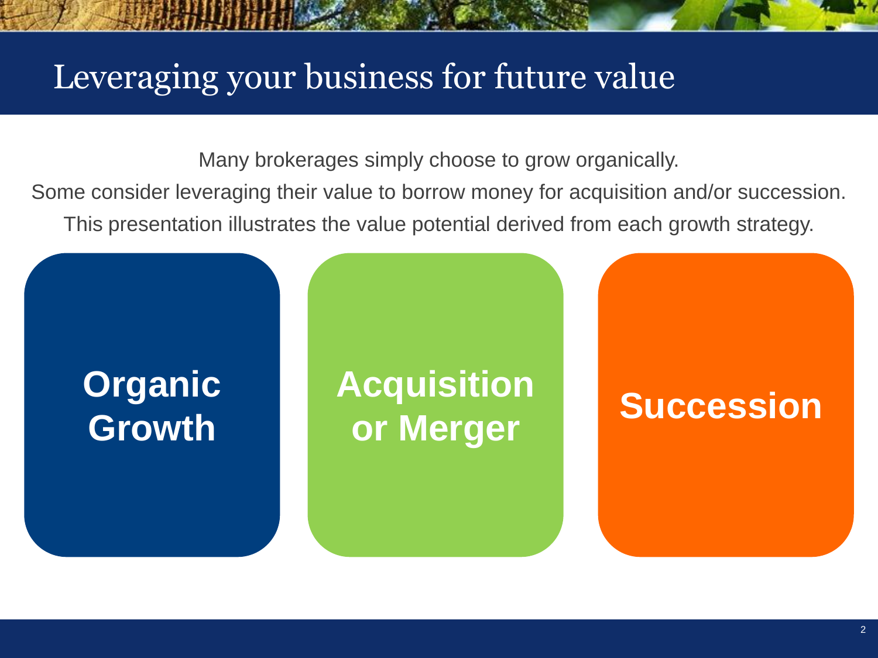# Leveraging your business for future value

Many brokerages simply choose to grow organically.

Some consider leveraging their value to borrow money for acquisition and/or succession.

This presentation illustrates the value potential derived from each growth strategy.

**Organic Growth**

**Acquisition or Merger**

**Succession**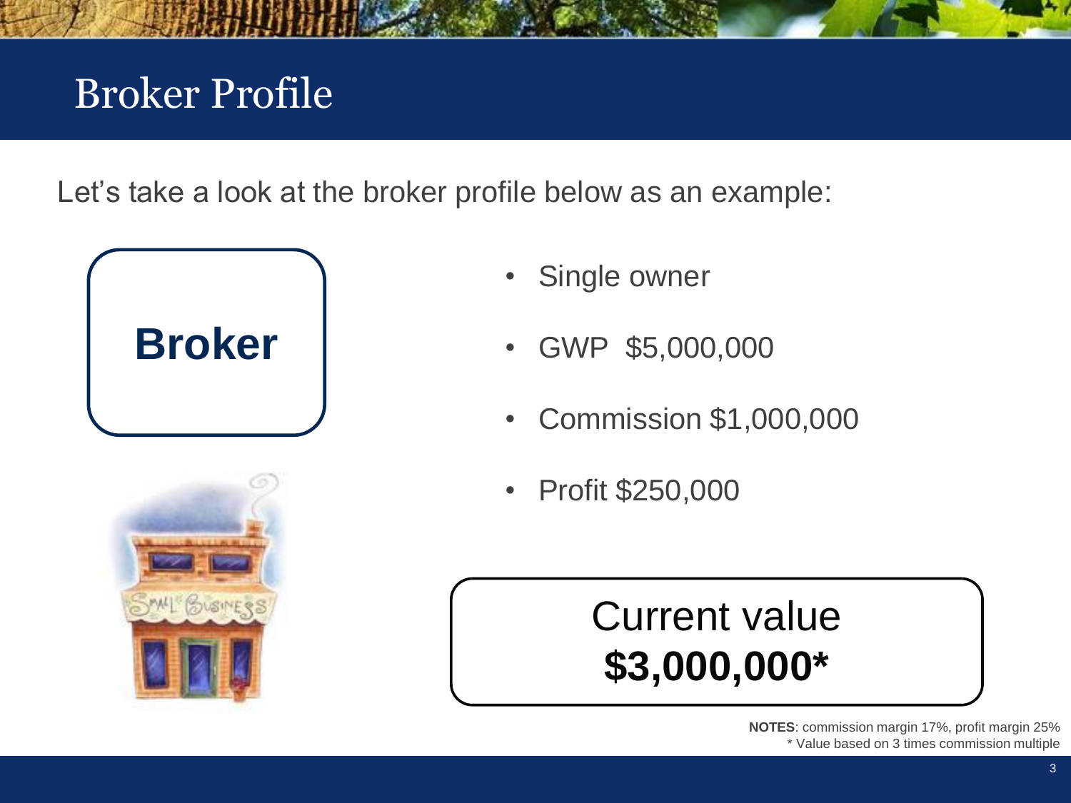# Broker Profile

Let's take a look at the broker profile below as an example:

**Broker**

- Single owner
- GWP $5,000,000
- Commission $1,000,000
- Profit $250,000

Current value
**$3,000,000***

**NOTES**: commission margin 17%, profit margin 25%
* Value based on 3 times commission multiple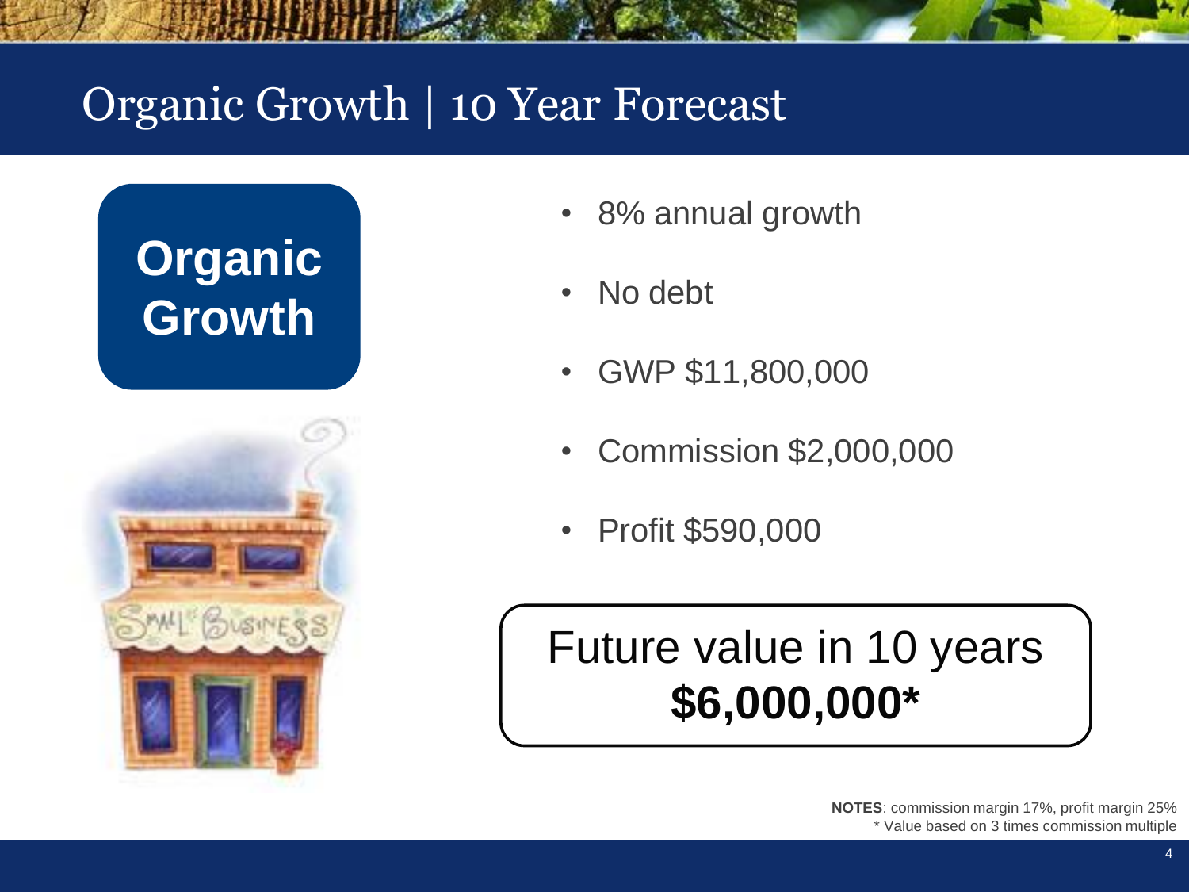# Organic Growth | 10 Year Forecast

**Organic Growth**

- 8% annual growth
- No debt
- GWP $11,800,000
- Commission $2,000,000
- Profit $590,000

Future value in 10 years
**$6,000,000***

**NOTES**: commission margin 17%, profit margin 25%
* Value based on 3 times commission multiple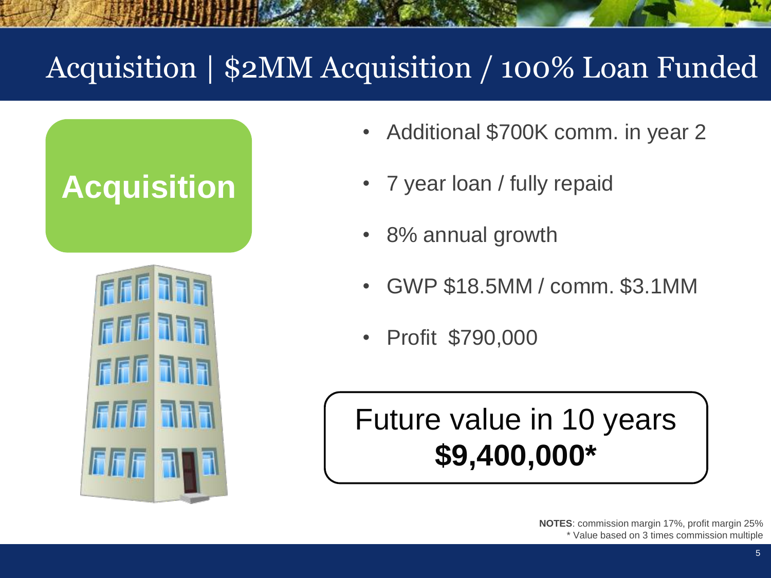# Acquisition | $2MM Acquisition / 100% Loan Funded

## Acquisition

- Additional $700K comm. in year 2
- 7 year loan / fully repaid
- 8% annual growth
- GWP $18.5MM / comm. $3.1MM
- Profit  $790,000

Future value in 10 years
**$9,400,000***

**NOTES**: commission margin 17%, profit margin 25%
* Value based on 3 times commission multiple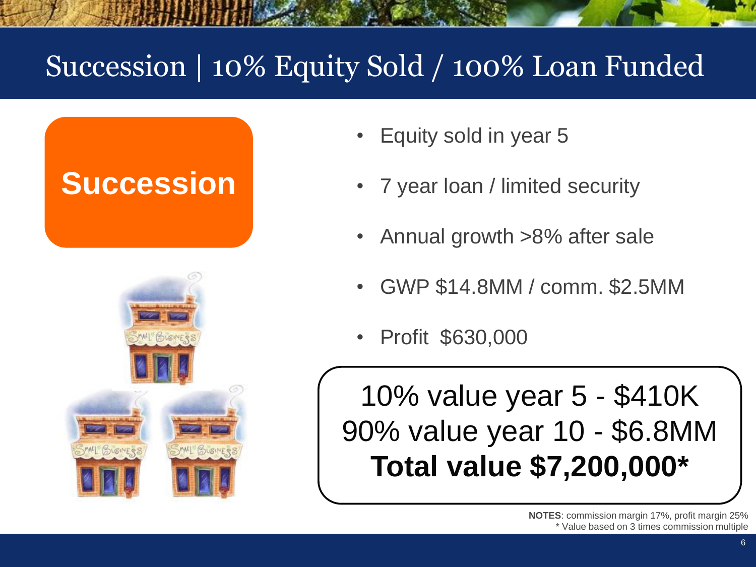# Succession | 10% Equity Sold / 100% Loan Funded

**Succession**

- Equity sold in year 5
- 7 year loan / limited security
- Annual growth >8% after sale
- GWP $14.8MM / comm. $2.5MM
- Profit  $630,000

10% value year 5 - $410K
90% value year 10 - $6.8MM
**Total value $7,200,000***

**NOTES**: commission margin 17%, profit margin 25%
* Value based on 3 times commission multiple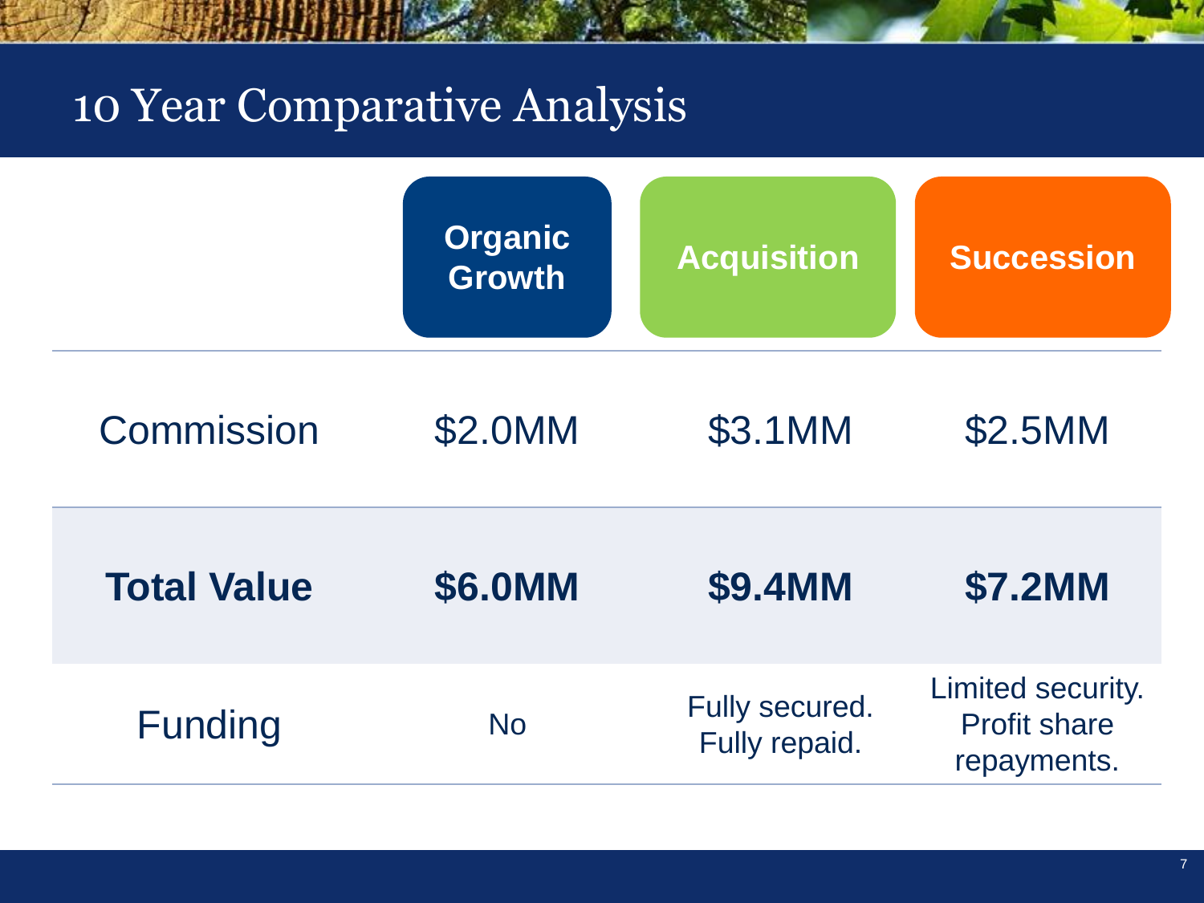# 10 Year Comparative Analysis

| | Organic Growth | Acquisition | Succession |
|---|---|---|---|
| Commission | $2.0MM | $3.1MM | $2.5MM |
| **Total Value** | **$6.0MM** | **$9.4MM** | **$7.2MM** |
| Funding | No | Fully secured. Fully repaid. | Limited security. Profit share repayments. |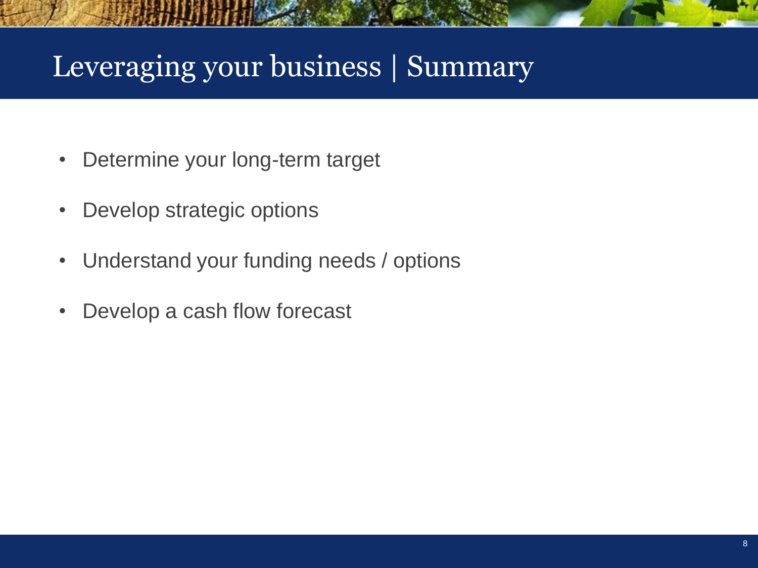# Leveraging your business | Summary

- Determine your long-term target
- Develop strategic options
- Understand your funding needs / options
- Develop a cash flow forecast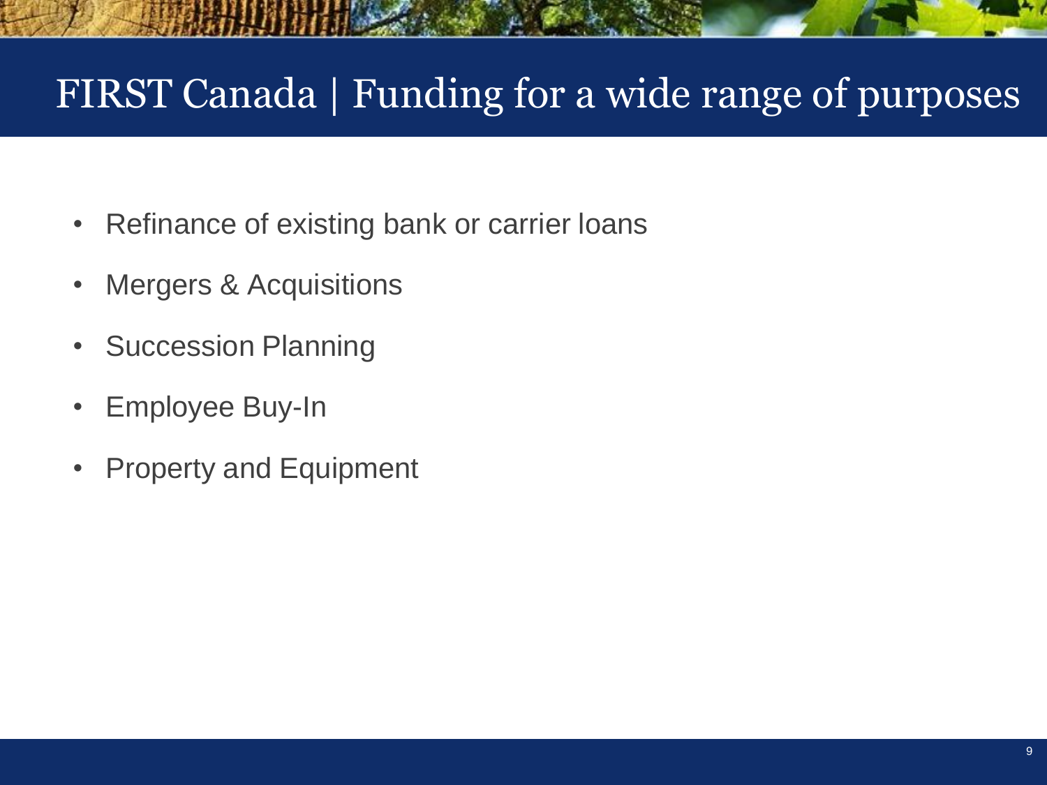# FIRST Canada | Funding for a wide range of purposes

- Refinance of existing bank or carrier loans
- Mergers & Acquisitions
- Succession Planning
- Employee Buy-In
- Property and Equipment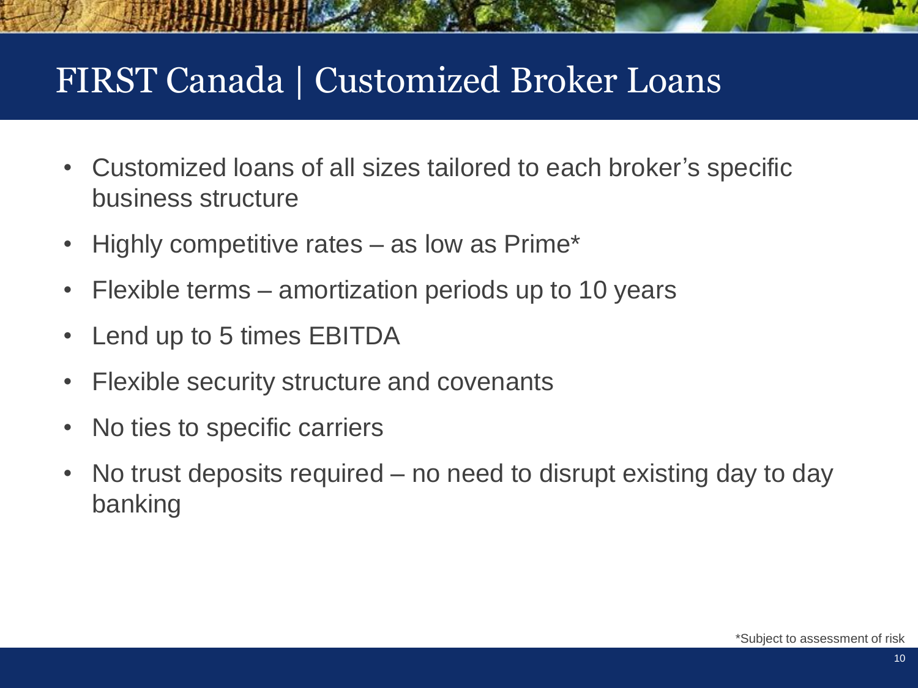# FIRST Canada | Customized Broker Loans

- Customized loans of all sizes tailored to each broker's specific business structure
- Highly competitive rates – as low as Prime*
- Flexible terms – amortization periods up to 10 years
- Lend up to 5 times EBITDA
- Flexible security structure and covenants
- No ties to specific carriers
- No trust deposits required – no need to disrupt existing day to day banking

*Subject to assessment of risk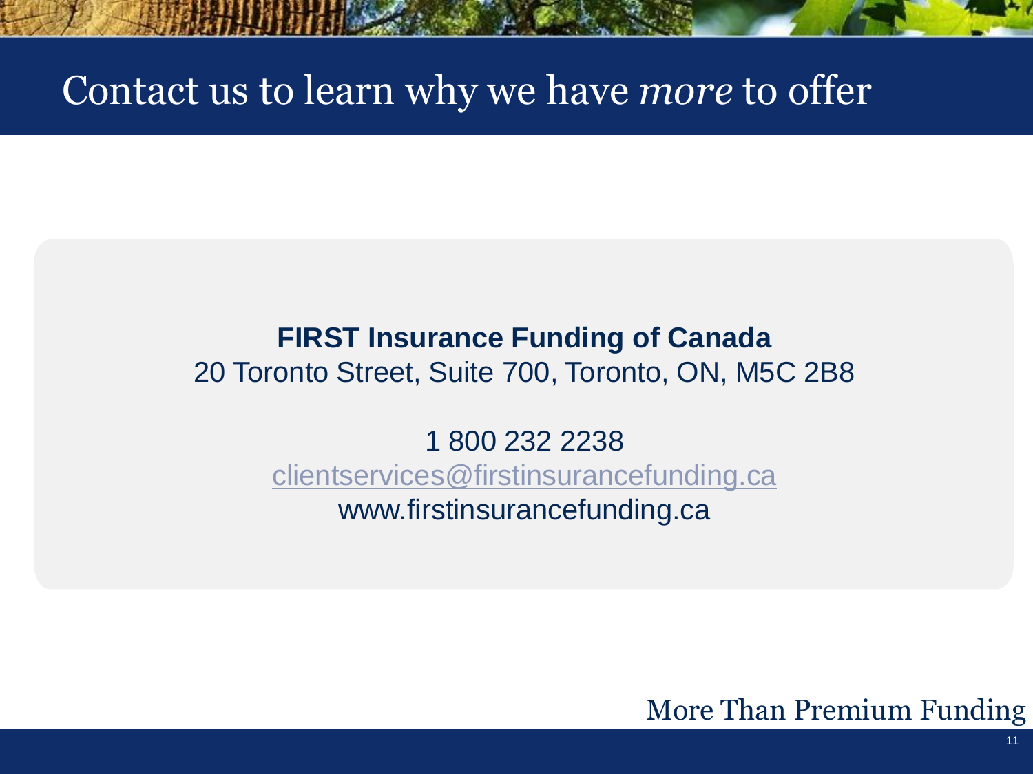# Contact us to learn why we have *more* to offer

**FIRST Insurance Funding of Canada**
20 Toronto Street, Suite 700, Toronto, ON, M5C 2B8

1 800 232 2238
clientservices@firstinsurancefunding.ca
www.firstinsurancefunding.ca

More Than Premium Funding